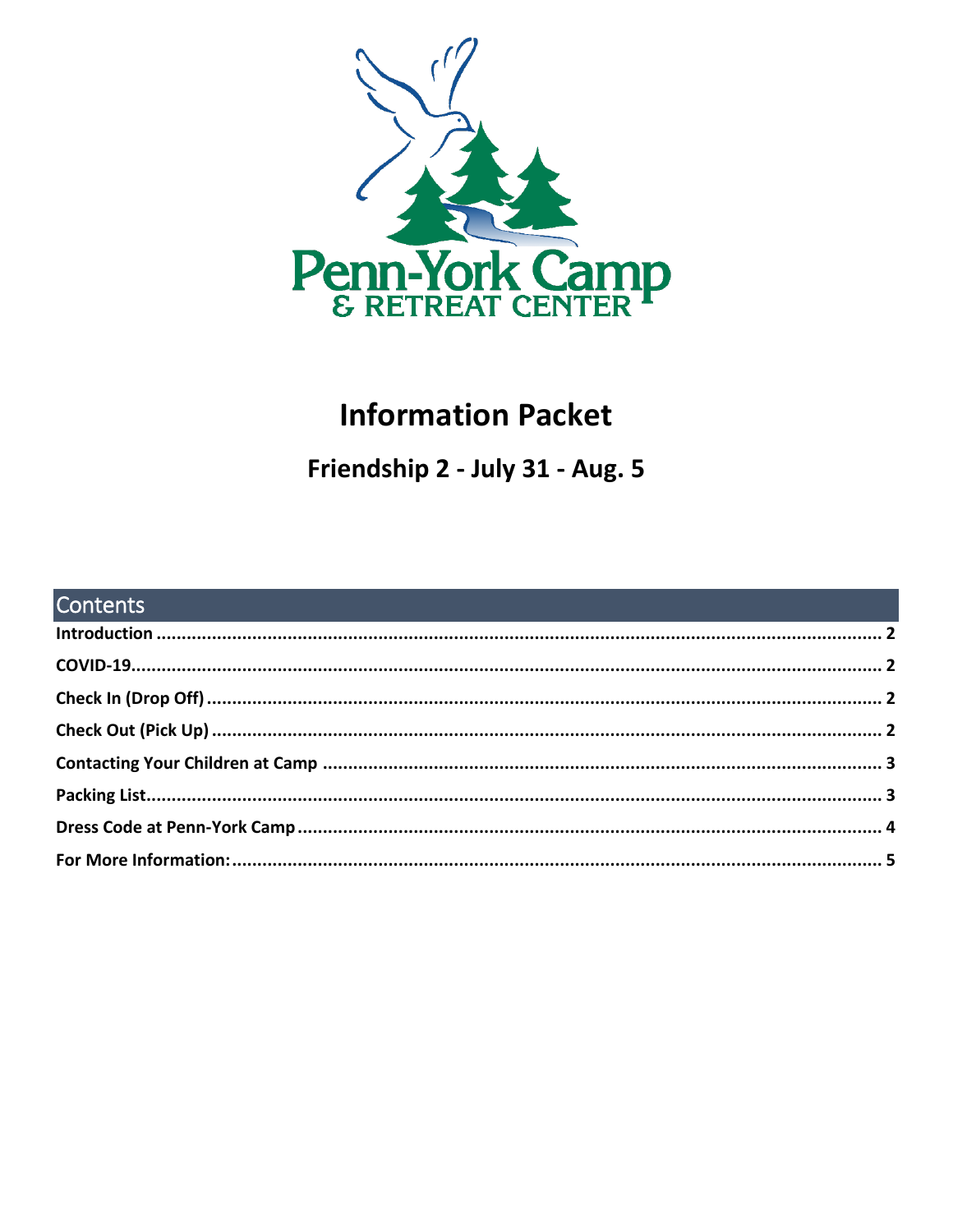Penn-York Camp
& RETREAT CENTER

# Information Packet

## Friendship 2 - July 31 - Aug. 5

## Contents

**Introduction** ..... 2

**COVID-19** ..... 2

**Check In (Drop Off)** ..... 2

**Check Out (Pick Up)** ..... 2

**Contacting Your Children at Camp** ..... 3

**Packing List** ..... 3

**Dress Code at Penn-York Camp** ..... 4

**For More Information:** ..... 5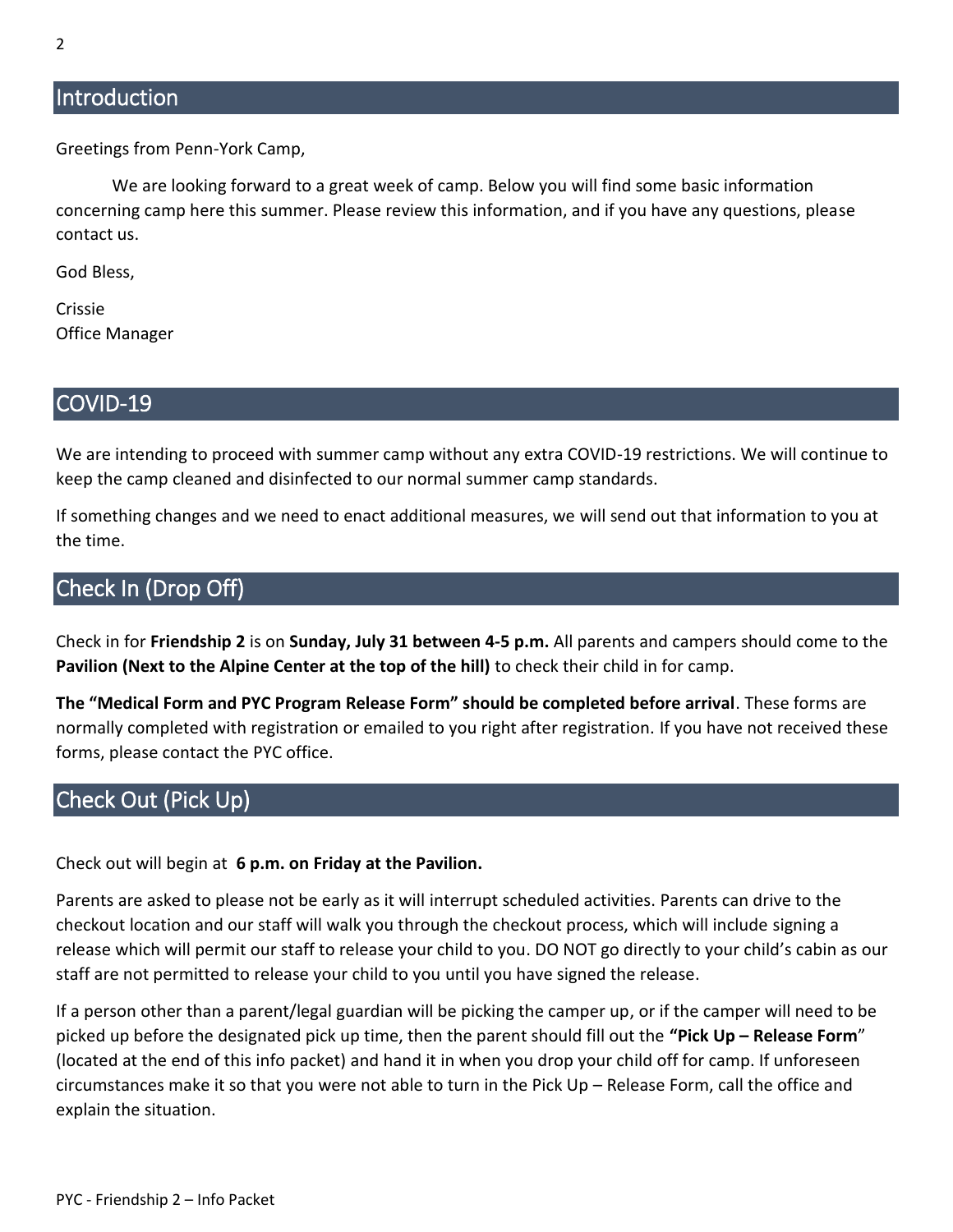## Introduction

Greetings from Penn-York Camp,

We are looking forward to a great week of camp. Below you will find some basic information concerning camp here this summer. Please review this information, and if you have any questions, please contact us.

God Bless,

Crissie
Office Manager

## COVID-19

We are intending to proceed with summer camp without any extra COVID-19 restrictions. We will continue to keep the camp cleaned and disinfected to our normal summer camp standards.

If something changes and we need to enact additional measures, we will send out that information to you at the time.

## Check In (Drop Off)

Check in for **Friendship 2** is on **Sunday, July 31 between 4-5 p.m.** All parents and campers should come to the **Pavilion (Next to the Alpine Center at the top of the hill)** to check their child in for camp.

**The "Medical Form and PYC Program Release Form" should be completed before arrival**. These forms are normally completed with registration or emailed to you right after registration. If you have not received these forms, please contact the PYC office.

## Check Out (Pick Up)

Check out will begin at **6 p.m. on Friday at the Pavilion.**

Parents are asked to please not be early as it will interrupt scheduled activities. Parents can drive to the checkout location and our staff will walk you through the checkout process, which will include signing a release which will permit our staff to release your child to you. DO NOT go directly to your child's cabin as our staff are not permitted to release your child to you until you have signed the release.

If a person other than a parent/legal guardian will be picking the camper up, or if the camper will need to be picked up before the designated pick up time, then the parent should fill out the **"Pick Up – Release Form**" (located at the end of this info packet) and hand it in when you drop your child off for camp. If unforeseen circumstances make it so that you were not able to turn in the Pick Up – Release Form, call the office and explain the situation.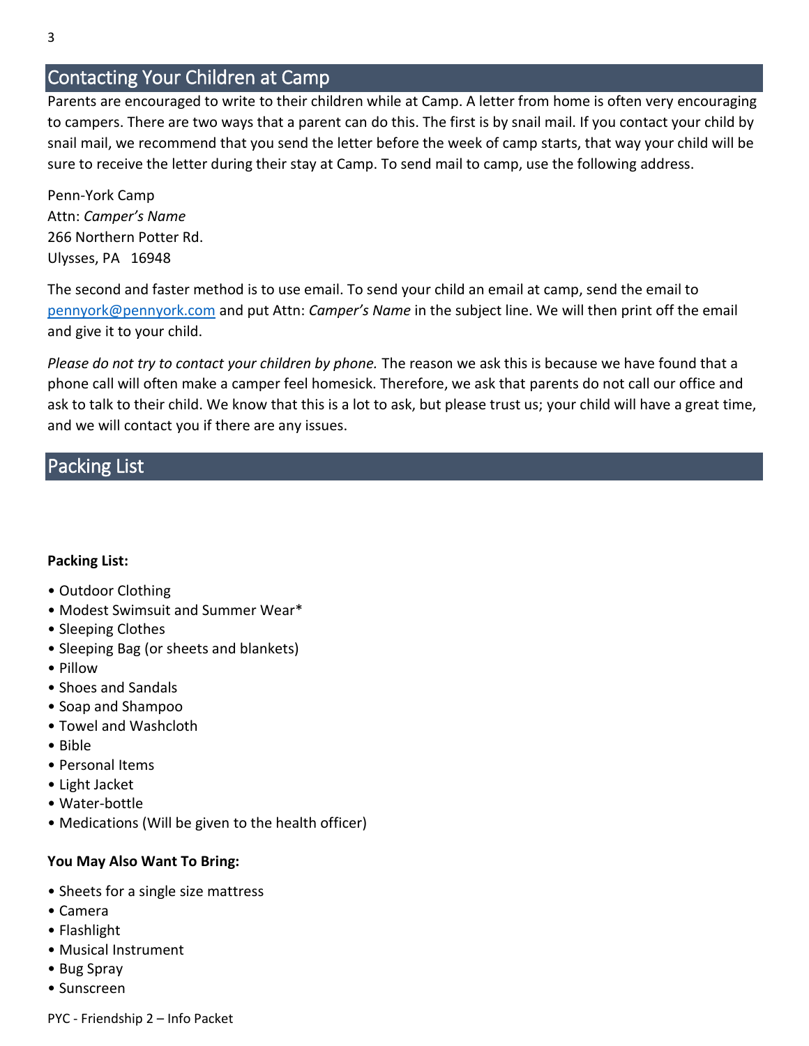## Contacting Your Children at Camp

Parents are encouraged to write to their children while at Camp. A letter from home is often very encouraging to campers. There are two ways that a parent can do this. The first is by snail mail. If you contact your child by snail mail, we recommend that you send the letter before the week of camp starts, that way your child will be sure to receive the letter during their stay at Camp. To send mail to camp, use the following address.

Penn-York Camp
Attn: *Camper's Name*
266 Northern Potter Rd.
Ulysses, PA 16948

The second and faster method is to use email. To send your child an email at camp, send the email to pennyork@pennyork.com and put Attn: *Camper's Name* in the subject line. We will then print off the email and give it to your child.

*Please do not try to contact your children by phone.* The reason we ask this is because we have found that a phone call will often make a camper feel homesick. Therefore, we ask that parents do not call our office and ask to talk to their child. We know that this is a lot to ask, but please trust us; your child will have a great time, and we will contact you if there are any issues.

## Packing List

**Packing List:**

- Outdoor Clothing
- Modest Swimsuit and Summer Wear*
- Sleeping Clothes
- Sleeping Bag (or sheets and blankets)
- Pillow
- Shoes and Sandals
- Soap and Shampoo
- Towel and Washcloth
- Bible
- Personal Items
- Light Jacket
- Water-bottle
- Medications (Will be given to the health officer)

**You May Also Want To Bring:**

- Sheets for a single size mattress
- Camera
- Flashlight
- Musical Instrument
- Bug Spray
- Sunscreen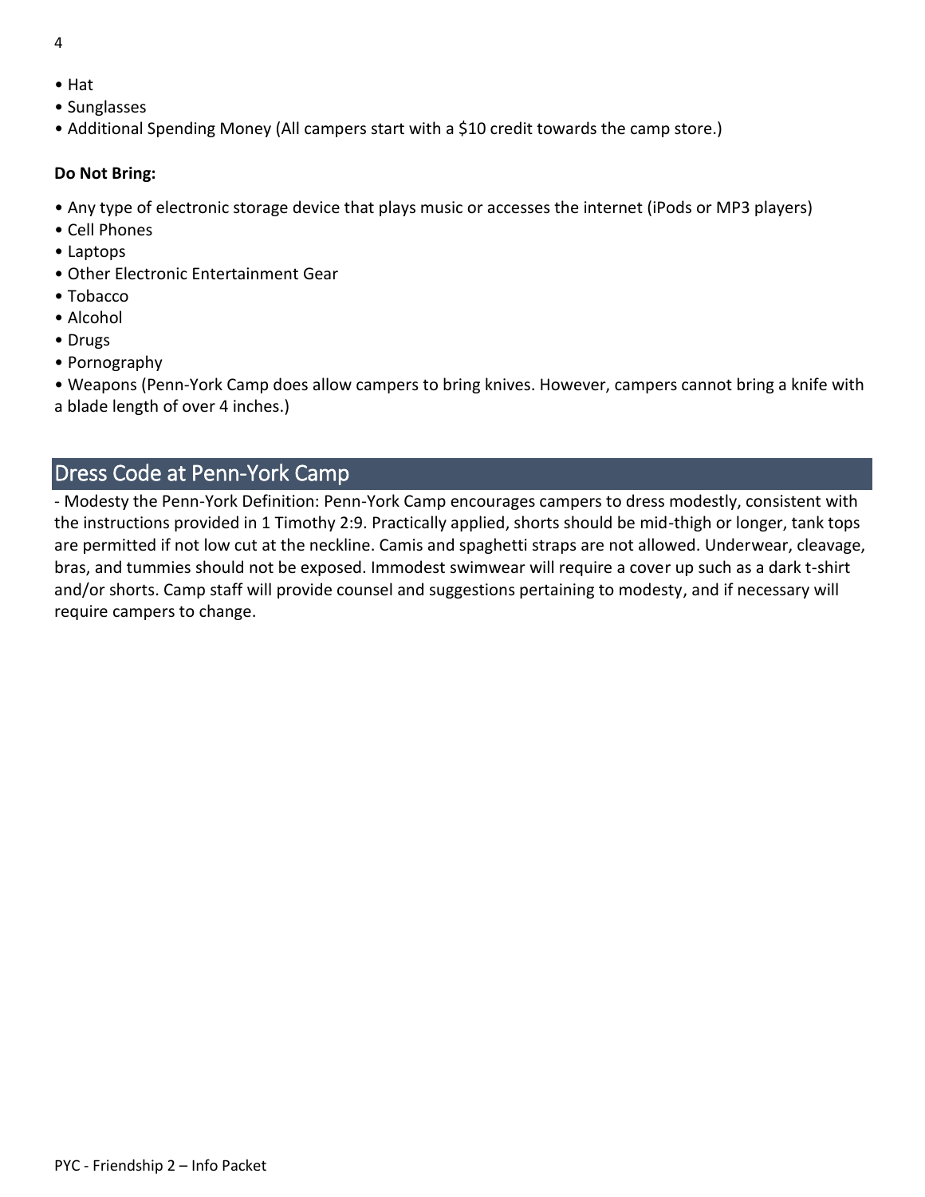- Hat
- Sunglasses
- Additional Spending Money (All campers start with a $10 credit towards the camp store.)

**Do Not Bring:**

- Any type of electronic storage device that plays music or accesses the internet (iPods or MP3 players)
- Cell Phones
- Laptops
- Other Electronic Entertainment Gear
- Tobacco
- Alcohol
- Drugs
- Pornography
- Weapons (Penn-York Camp does allow campers to bring knives. However, campers cannot bring a knife with a blade length of over 4 inches.)

## Dress Code at Penn-York Camp

- Modesty the Penn-York Definition: Penn-York Camp encourages campers to dress modestly, consistent with the instructions provided in 1 Timothy 2:9. Practically applied, shorts should be mid-thigh or longer, tank tops are permitted if not low cut at the neckline. Camis and spaghetti straps are not allowed. Underwear, cleavage, bras, and tummies should not be exposed. Immodest swimwear will require a cover up such as a dark t-shirt and/or shorts. Camp staff will provide counsel and suggestions pertaining to modesty, and if necessary will require campers to change.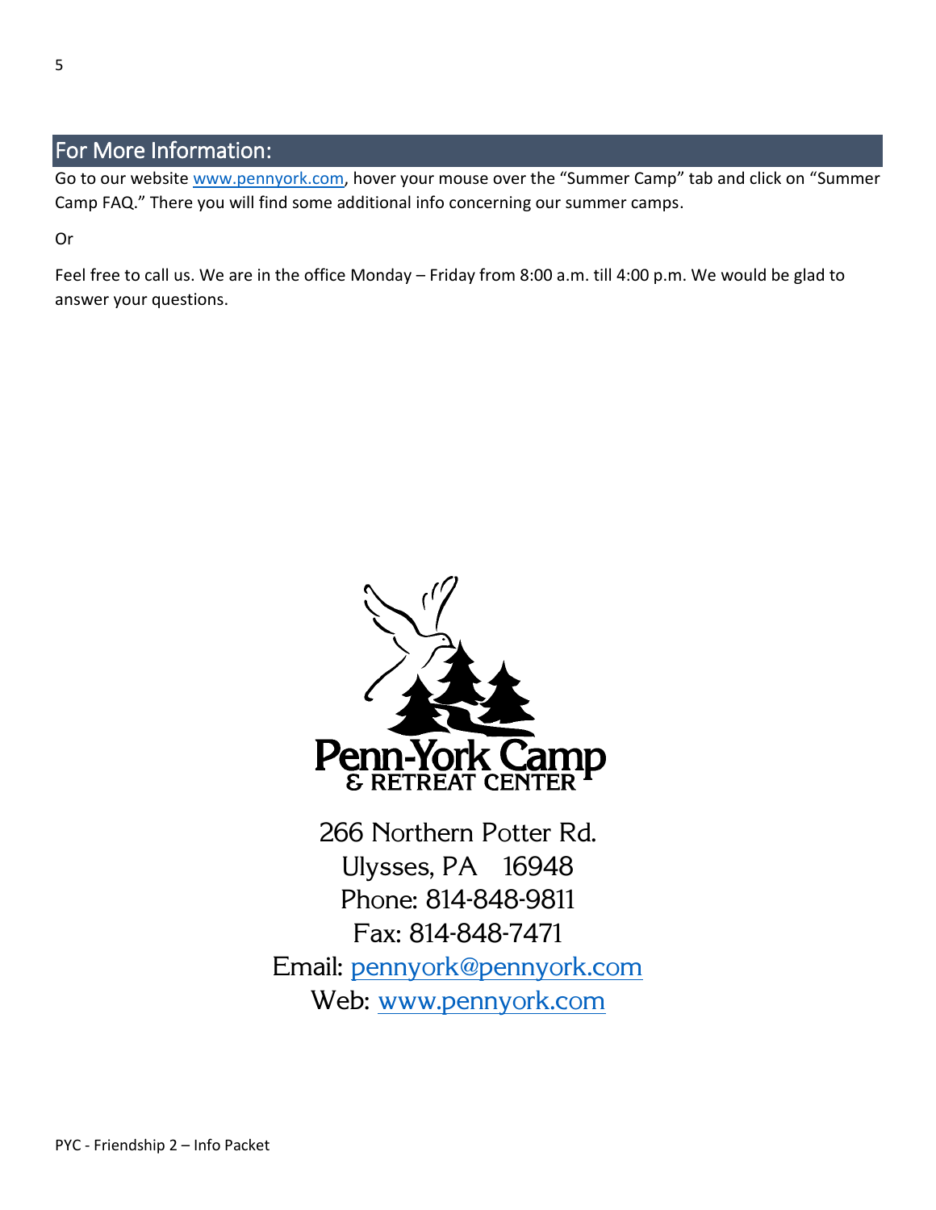## For More Information:

Go to our website www.pennyork.com, hover your mouse over the “Summer Camp” tab and click on “Summer Camp FAQ.” There you will find some additional info concerning our summer camps.

Or

Feel free to call us. We are in the office Monday – Friday from 8:00 a.m. till 4:00 p.m. We would be glad to answer your questions.

**Penn-York Camp**
**& RETREAT CENTER**

266 Northern Potter Rd.
Ulysses, PA 16948
Phone: 814-848-9811
Fax: 814-848-7471
Email: pennyork@pennyork.com
Web: www.pennyork.com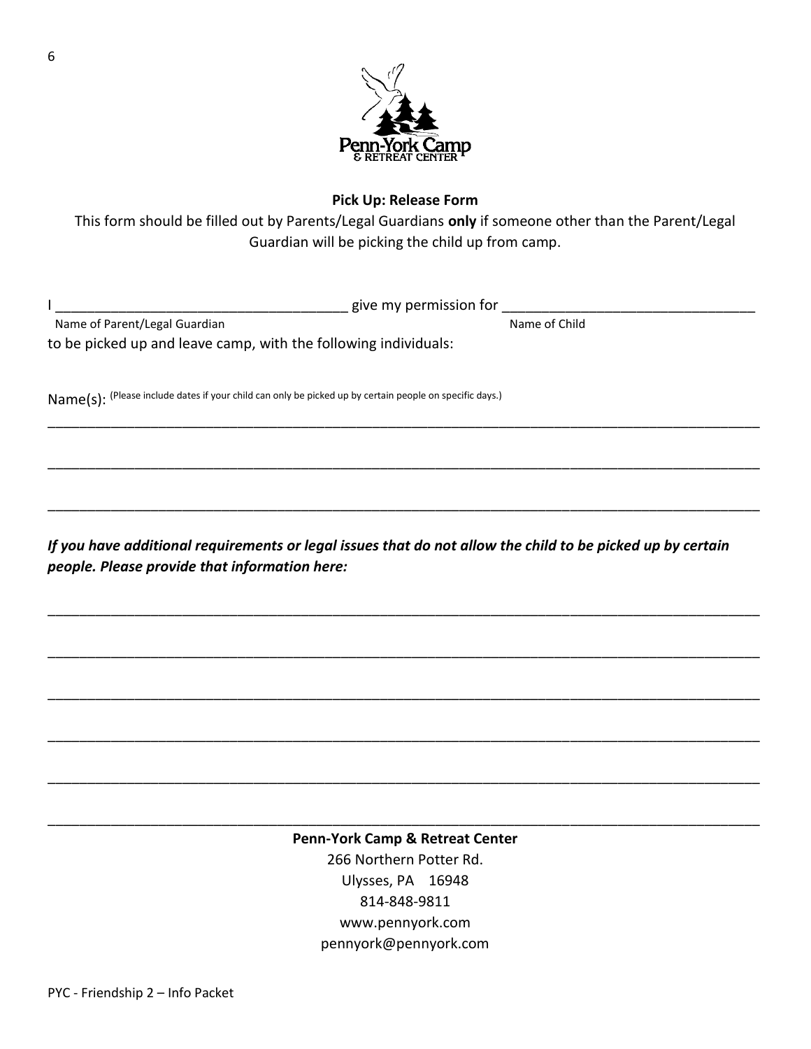**Pick Up: Release Form**

This form should be filled out by Parents/Legal Guardians **only** if someone other than the Parent/Legal Guardian will be picking the child up from camp.

I ____________________________________ give my permission for ________________________________

Name of Parent/Legal Guardian                                                  Name of Child

to be picked up and leave camp, with the following individuals:

Name(s): (Please include dates if your child can only be picked up by certain people on specific days.)

_____________________________________________________________________________________

_____________________________________________________________________________________

_____________________________________________________________________________________

***If you have additional requirements or legal issues that do not allow the child to be picked up by certain people. Please provide that information here:***

_____________________________________________________________________________________

_____________________________________________________________________________________

_____________________________________________________________________________________

_____________________________________________________________________________________

_____________________________________________________________________________________

_____________________________________________________________________________________

**Penn-York Camp & Retreat Center**

266 Northern Potter Rd.

Ulysses, PA 16948

814-848-9811

www.pennyork.com

pennyork@pennyork.com